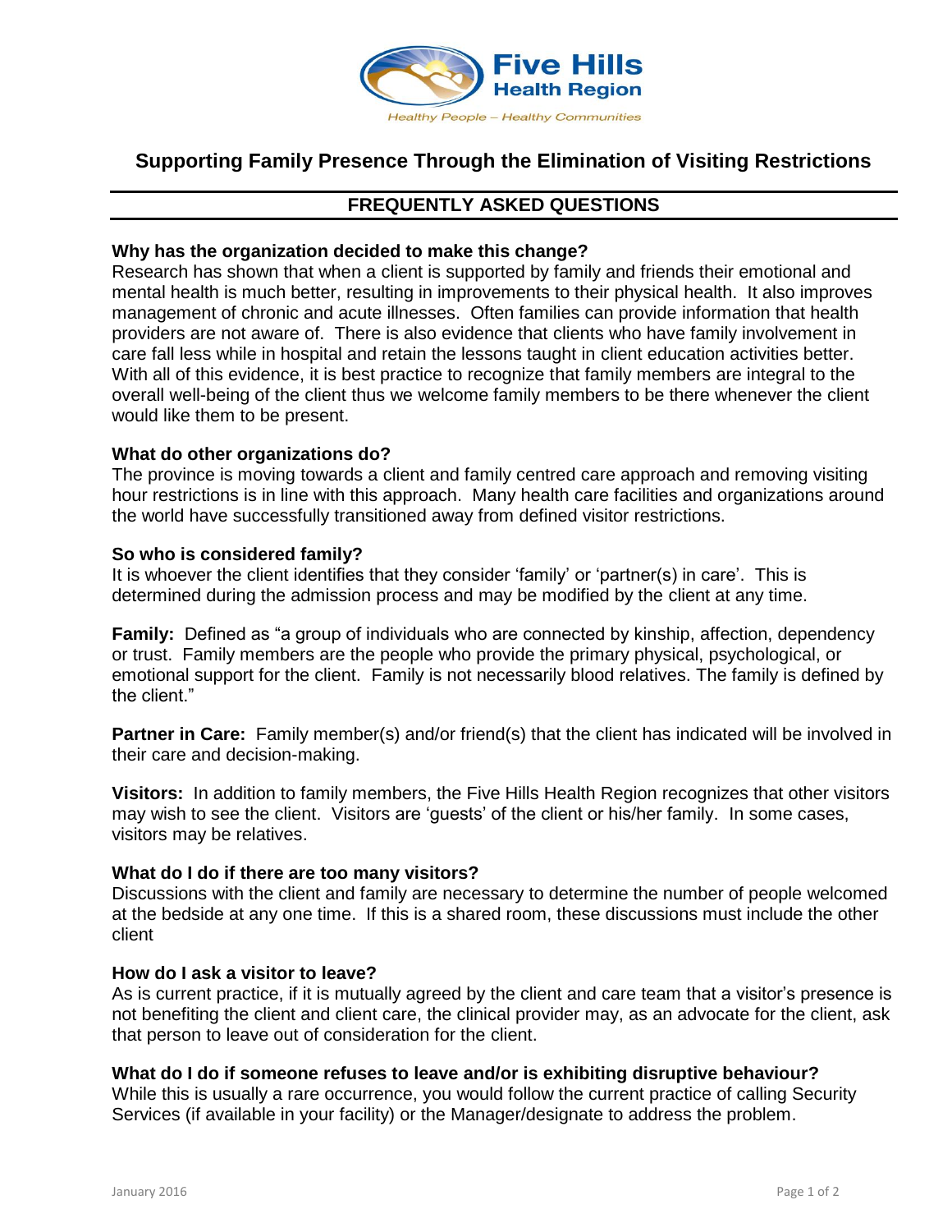Five Hills Health Region

*Healthy People – Healthy Communities*

# Supporting Family Presence Through the Elimination of Visiting Restrictions

## FREQUENTLY ASKED QUESTIONS

**Why has the organization decided to make this change?**
Research has shown that when a client is supported by family and friends their emotional and mental health is much better, resulting in improvements to their physical health. It also improves management of chronic and acute illnesses. Often families can provide information that health providers are not aware of. There is also evidence that clients who have family involvement in care fall less while in hospital and retain the lessons taught in client education activities better. With all of this evidence, it is best practice to recognize that family members are integral to the overall well-being of the client thus we welcome family members to be there whenever the client would like them to be present.

**What do other organizations do?**
The province is moving towards a client and family centred care approach and removing visiting hour restrictions is in line with this approach. Many health care facilities and organizations around the world have successfully transitioned away from defined visitor restrictions.

**So who is considered family?**
It is whoever the client identifies that they consider 'family' or 'partner(s) in care'. This is determined during the admission process and may be modified by the client at any time.

**Family:** Defined as "a group of individuals who are connected by kinship, affection, dependency or trust. Family members are the people who provide the primary physical, psychological, or emotional support for the client. Family is not necessarily blood relatives. The family is defined by the client."

**Partner in Care:** Family member(s) and/or friend(s) that the client has indicated will be involved in their care and decision-making.

**Visitors:** In addition to family members, the Five Hills Health Region recognizes that other visitors may wish to see the client. Visitors are 'guests' of the client or his/her family. In some cases, visitors may be relatives.

**What do I do if there are too many visitors?**
Discussions with the client and family are necessary to determine the number of people welcomed at the bedside at any one time. If this is a shared room, these discussions must include the other client

**How do I ask a visitor to leave?**
As is current practice, if it is mutually agreed by the client and care team that a visitor's presence is not benefiting the client and client care, the clinical provider may, as an advocate for the client, ask that person to leave out of consideration for the client.

**What do I do if someone refuses to leave and/or is exhibiting disruptive behaviour?**
While this is usually a rare occurrence, you would follow the current practice of calling Security Services (if available in your facility) or the Manager/designate to address the problem.

January 2016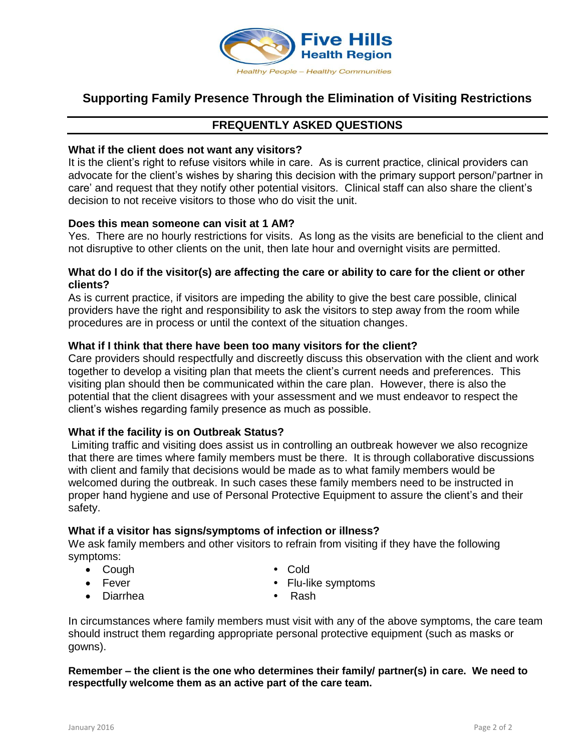Five Hills Health Region

Healthy People – Healthy Communities

# Supporting Family Presence Through the Elimination of Visiting Restrictions

## FREQUENTLY ASKED QUESTIONS

**What if the client does not want any visitors?**
It is the client's right to refuse visitors while in care. As is current practice, clinical providers can advocate for the client's wishes by sharing this decision with the primary support person/'partner in care' and request that they notify other potential visitors. Clinical staff can also share the client's decision to not receive visitors to those who do visit the unit.

**Does this mean someone can visit at 1 AM?**
Yes. There are no hourly restrictions for visits. As long as the visits are beneficial to the client and not disruptive to other clients on the unit, then late hour and overnight visits are permitted.

**What do I do if the visitor(s) are affecting the care or ability to care for the client or other clients?**
As is current practice, if visitors are impeding the ability to give the best care possible, clinical providers have the right and responsibility to ask the visitors to step away from the room while procedures are in process or until the context of the situation changes.

**What if I think that there have been too many visitors for the client?**
Care providers should respectfully and discreetly discuss this observation with the client and work together to develop a visiting plan that meets the client's current needs and preferences. This visiting plan should then be communicated within the care plan. However, there is also the potential that the client disagrees with your assessment and we must endeavor to respect the client's wishes regarding family presence as much as possible.

**What if the facility is on Outbreak Status?**
Limiting traffic and visiting does assist us in controlling an outbreak however we also recognize that there are times where family members must be there. It is through collaborative discussions with client and family that decisions would be made as to what family members would be welcomed during the outbreak. In such cases these family members need to be instructed in proper hand hygiene and use of Personal Protective Equipment to assure the client's and their safety.

**What if a visitor has signs/symptoms of infection or illness?**
We ask family members and other visitors to refrain from visiting if they have the following symptoms:

- Cough
- Fever
- Diarrhea
- Cold
- Flu-like symptoms
- Rash

In circumstances where family members must visit with any of the above symptoms, the care team should instruct them regarding appropriate personal protective equipment (such as masks or gowns).

**Remember – the client is the one who determines their family/ partner(s) in care. We need to respectfully welcome them as an active part of the care team.**

January 2016